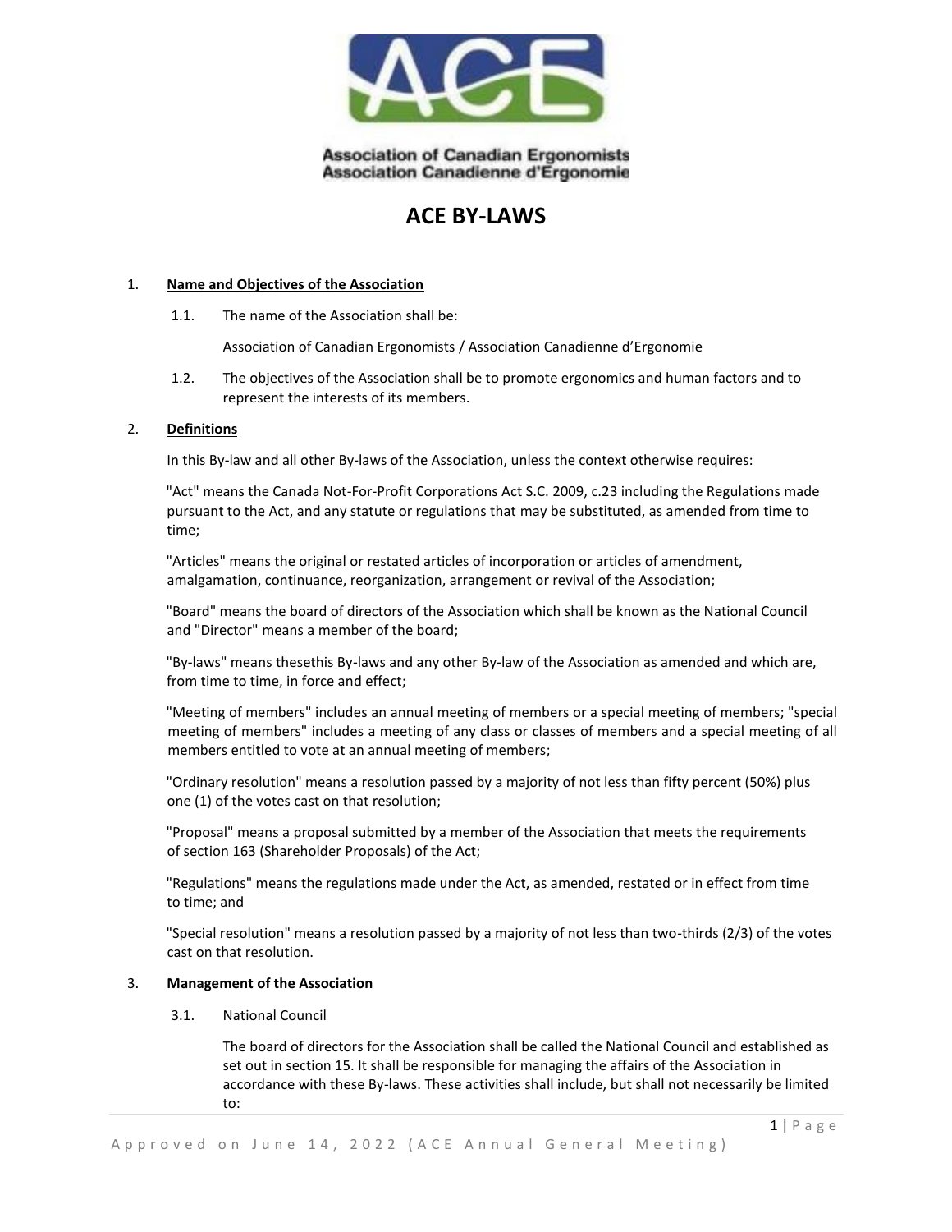Association of Canadian Ergonomists
Association Canadienne d'Ergonomie

# ACE BY-LAWS

1. **Name and Objectives of the Association**

   1.1. The name of the Association shall be:

   Association of Canadian Ergonomists / Association Canadienne d'Ergonomie

   1.2. The objectives of the Association shall be to promote ergonomics and human factors and to represent the interests of its members.

2. **Definitions**

   In this By-law and all other By-laws of the Association, unless the context otherwise requires:

   "Act" means the Canada Not-For-Profit Corporations Act S.C. 2009, c.23 including the Regulations made pursuant to the Act, and any statute or regulations that may be substituted, as amended from time to time;

   "Articles" means the original or restated articles of incorporation or articles of amendment, amalgamation, continuance, reorganization, arrangement or revival of the Association;

   "Board" means the board of directors of the Association which shall be known as the National Council and "Director" means a member of the board;

   "By-laws" means thesethis By-laws and any other By-law of the Association as amended and which are, from time to time, in force and effect;

   "Meeting of members" includes an annual meeting of members or a special meeting of members; "special meeting of members" includes a meeting of any class or classes of members and a special meeting of all members entitled to vote at an annual meeting of members;

   "Ordinary resolution" means a resolution passed by a majority of not less than fifty percent (50%) plus one (1) of the votes cast on that resolution;

   "Proposal" means a proposal submitted by a member of the Association that meets the requirements of section 163 (Shareholder Proposals) of the Act;

   "Regulations" means the regulations made under the Act, as amended, restated or in effect from time to time; and

   "Special resolution" means a resolution passed by a majority of not less than two-thirds (2/3) of the votes cast on that resolution.

3. **Management of the Association**

   3.1. National Council

   The board of directors for the Association shall be called the National Council and established as set out in section 15. It shall be responsible for managing the affairs of the Association in accordance with these By-laws. These activities shall include, but shall not necessarily be limited to: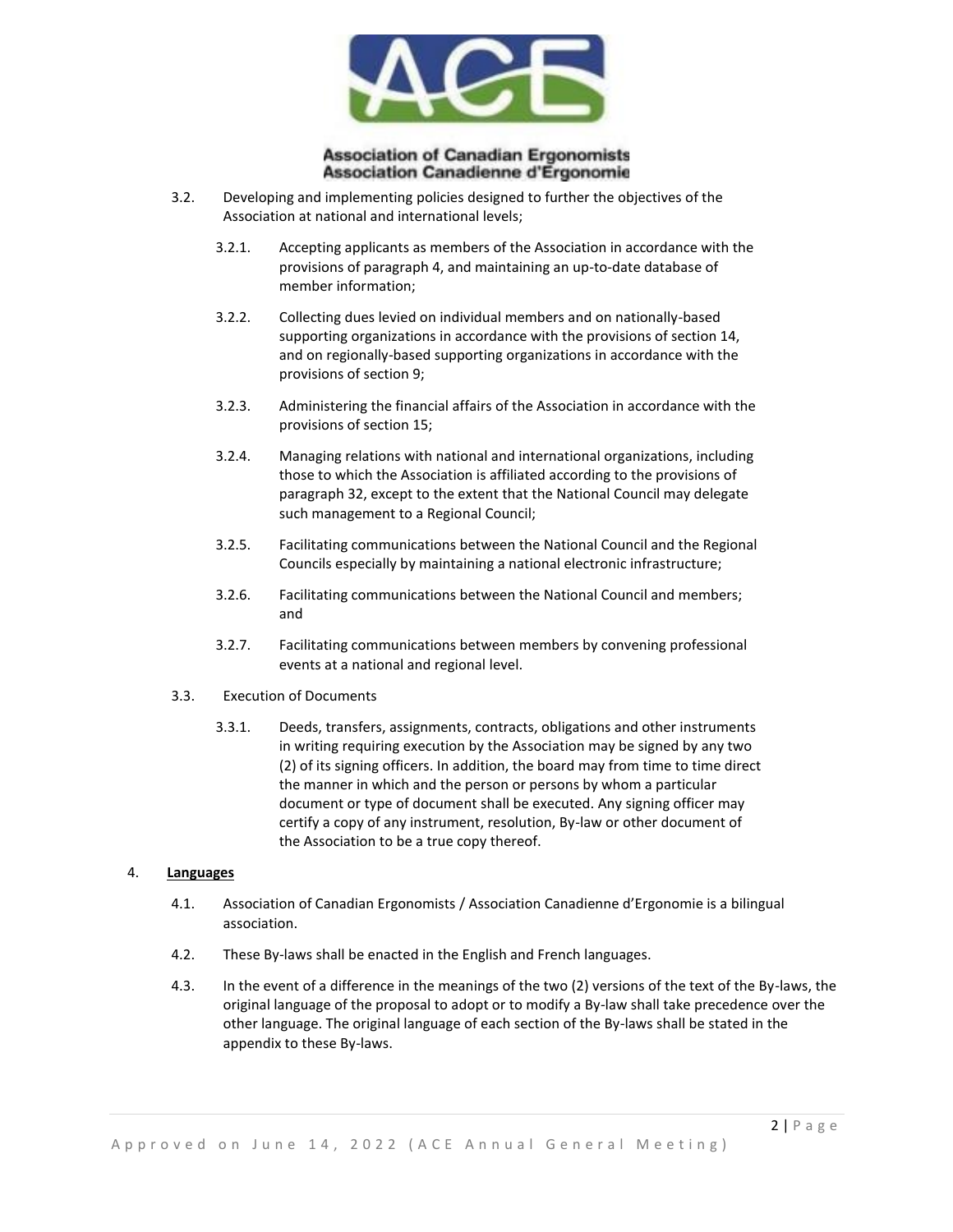3.2. Developing and implementing policies designed to further the objectives of the Association at national and international levels;

3.2.1. Accepting applicants as members of the Association in accordance with the provisions of paragraph 4, and maintaining an up-to-date database of member information;

3.2.2. Collecting dues levied on individual members and on nationally-based supporting organizations in accordance with the provisions of section 14, and on regionally-based supporting organizations in accordance with the provisions of section 9;

3.2.3. Administering the financial affairs of the Association in accordance with the provisions of section 15;

3.2.4. Managing relations with national and international organizations, including those to which the Association is affiliated according to the provisions of paragraph 32, except to the extent that the National Council may delegate such management to a Regional Council;

3.2.5. Facilitating communications between the National Council and the Regional Councils especially by maintaining a national electronic infrastructure;

3.2.6. Facilitating communications between the National Council and members; and

3.2.7. Facilitating communications between members by convening professional events at a national and regional level.

3.3. Execution of Documents

3.3.1. Deeds, transfers, assignments, contracts, obligations and other instruments in writing requiring execution by the Association may be signed by any two (2) of its signing officers. In addition, the board may from time to time direct the manner in which and the person or persons by whom a particular document or type of document shall be executed. Any signing officer may certify a copy of any instrument, resolution, By-law or other document of the Association to be a true copy thereof.

## 4. **Languages**

4.1. Association of Canadian Ergonomists / Association Canadienne d'Ergonomie is a bilingual association.

4.2. These By-laws shall be enacted in the English and French languages.

4.3. In the event of a difference in the meanings of the two (2) versions of the text of the By-laws, the original language of the proposal to adopt or to modify a By-law shall take precedence over the other language. The original language of each section of the By-laws shall be stated in the appendix to these By-laws.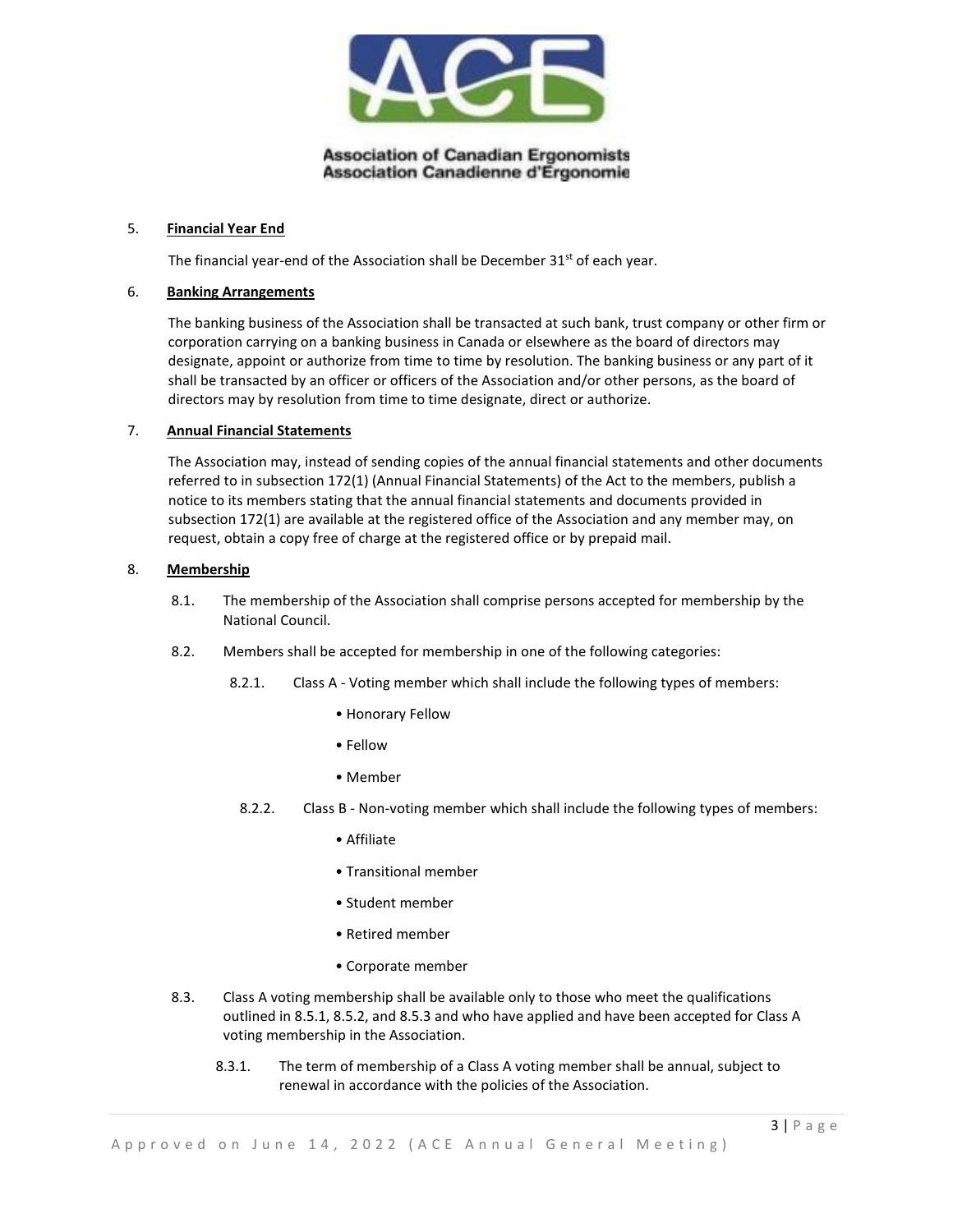## 5. **Financial Year End**

The financial year-end of the Association shall be December 31st of each year.

## 6. **Banking Arrangements**

The banking business of the Association shall be transacted at such bank, trust company or other firm or corporation carrying on a banking business in Canada or elsewhere as the board of directors may designate, appoint or authorize from time to time by resolution. The banking business or any part of it shall be transacted by an officer or officers of the Association and/or other persons, as the board of directors may by resolution from time to time designate, direct or authorize.

## 7. **Annual Financial Statements**

The Association may, instead of sending copies of the annual financial statements and other documents referred to in subsection 172(1) (Annual Financial Statements) of the Act to the members, publish a notice to its members stating that the annual financial statements and documents provided in subsection 172(1) are available at the registered office of the Association and any member may, on request, obtain a copy free of charge at the registered office or by prepaid mail.

## 8. **Membership**

8.1. The membership of the Association shall comprise persons accepted for membership by the National Council.

8.2. Members shall be accepted for membership in one of the following categories:

8.2.1. Class A - Voting member which shall include the following types of members:

- Honorary Fellow
- Fellow
- Member

8.2.2. Class B - Non-voting member which shall include the following types of members:

- Affiliate
- Transitional member
- Student member
- Retired member
- Corporate member

8.3. Class A voting membership shall be available only to those who meet the qualifications outlined in 8.5.1, 8.5.2, and 8.5.3 and who have applied and have been accepted for Class A voting membership in the Association.

8.3.1. The term of membership of a Class A voting member shall be annual, subject to renewal in accordance with the policies of the Association.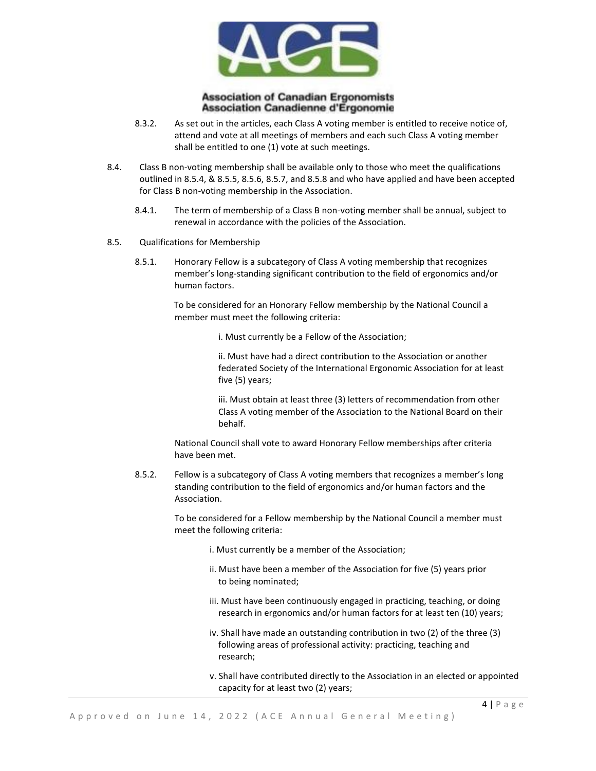8.3.2. As set out in the articles, each Class A voting member is entitled to receive notice of, attend and vote at all meetings of members and each such Class A voting member shall be entitled to one (1) vote at such meetings.

8.4. Class B non-voting membership shall be available only to those who meet the qualifications outlined in 8.5.4, & 8.5.5, 8.5.6, 8.5.7, and 8.5.8 and who have applied and have been accepted for Class B non-voting membership in the Association.

8.4.1. The term of membership of a Class B non-voting member shall be annual, subject to renewal in accordance with the policies of the Association.

8.5. Qualifications for Membership

8.5.1. Honorary Fellow is a subcategory of Class A voting membership that recognizes member's long-standing significant contribution to the field of ergonomics and/or human factors.

To be considered for an Honorary Fellow membership by the National Council a member must meet the following criteria:

i. Must currently be a Fellow of the Association;

ii. Must have had a direct contribution to the Association or another federated Society of the International Ergonomic Association for at least five (5) years;

iii. Must obtain at least three (3) letters of recommendation from other Class A voting member of the Association to the National Board on their behalf.

National Council shall vote to award Honorary Fellow memberships after criteria have been met.

8.5.2. Fellow is a subcategory of Class A voting members that recognizes a member's long standing contribution to the field of ergonomics and/or human factors and the Association.

To be considered for a Fellow membership by the National Council a member must meet the following criteria:

i. Must currently be a member of the Association;

ii. Must have been a member of the Association for five (5) years prior to being nominated;

iii. Must have been continuously engaged in practicing, teaching, or doing research in ergonomics and/or human factors for at least ten (10) years;

iv. Shall have made an outstanding contribution in two (2) of the three (3) following areas of professional activity: practicing, teaching and research;

v. Shall have contributed directly to the Association in an elected or appointed capacity for at least two (2) years;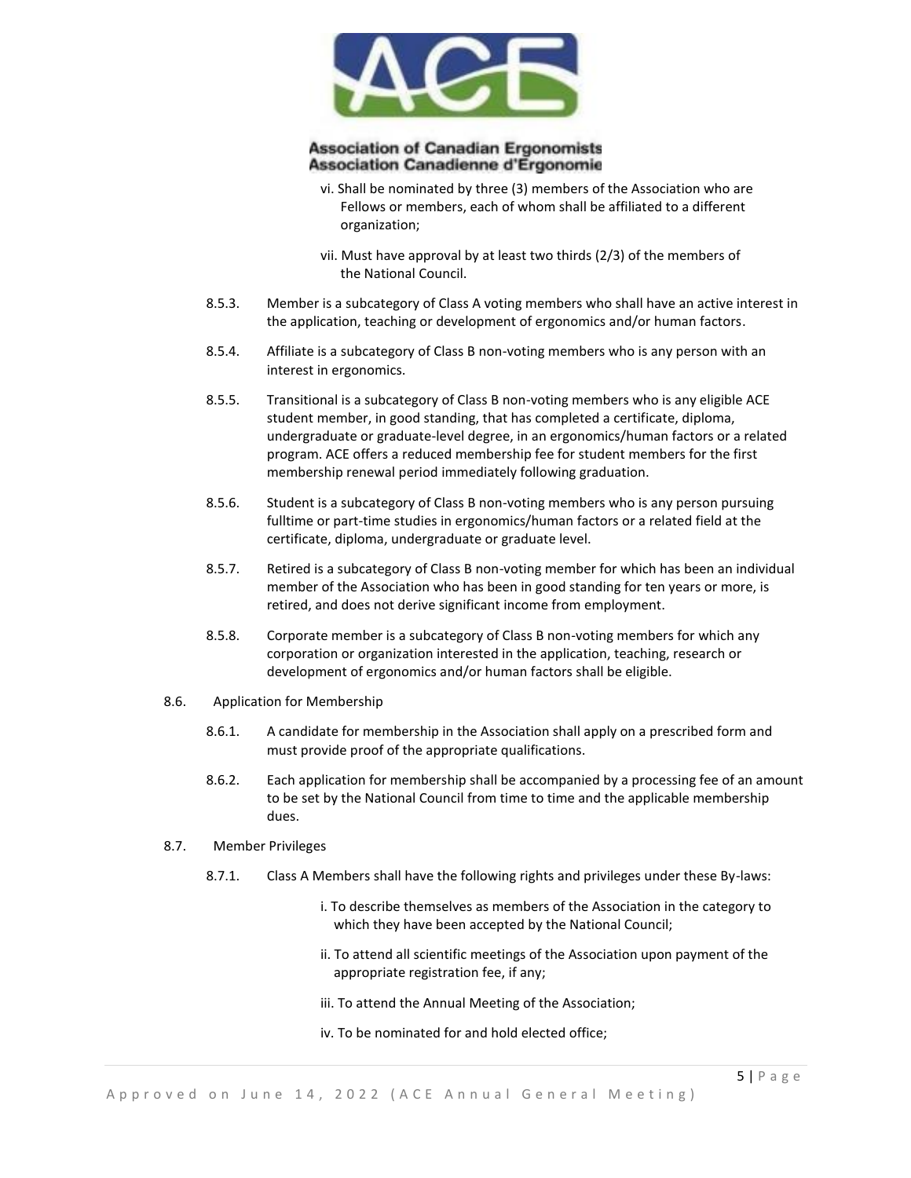vi. Shall be nominated by three (3) members of the Association who are Fellows or members, each of whom shall be affiliated to a different organization;

vii. Must have approval by at least two thirds (2/3) of the members of the National Council.

8.5.3. Member is a subcategory of Class A voting members who shall have an active interest in the application, teaching or development of ergonomics and/or human factors.

8.5.4. Affiliate is a subcategory of Class B non-voting members who is any person with an interest in ergonomics.

8.5.5. Transitional is a subcategory of Class B non-voting members who is any eligible ACE student member, in good standing, that has completed a certificate, diploma, undergraduate or graduate-level degree, in an ergonomics/human factors or a related program. ACE offers a reduced membership fee for student members for the first membership renewal period immediately following graduation.

8.5.6. Student is a subcategory of Class B non-voting members who is any person pursuing fulltime or part-time studies in ergonomics/human factors or a related field at the certificate, diploma, undergraduate or graduate level.

8.5.7. Retired is a subcategory of Class B non-voting member for which has been an individual member of the Association who has been in good standing for ten years or more, is retired, and does not derive significant income from employment.

8.5.8. Corporate member is a subcategory of Class B non-voting members for which any corporation or organization interested in the application, teaching, research or development of ergonomics and/or human factors shall be eligible.

8.6. Application for Membership

8.6.1. A candidate for membership in the Association shall apply on a prescribed form and must provide proof of the appropriate qualifications.

8.6.2. Each application for membership shall be accompanied by a processing fee of an amount to be set by the National Council from time to time and the applicable membership dues.

8.7. Member Privileges

8.7.1. Class A Members shall have the following rights and privileges under these By-laws:

i. To describe themselves as members of the Association in the category to which they have been accepted by the National Council;

ii. To attend all scientific meetings of the Association upon payment of the appropriate registration fee, if any;

iii. To attend the Annual Meeting of the Association;

iv. To be nominated for and hold elected office;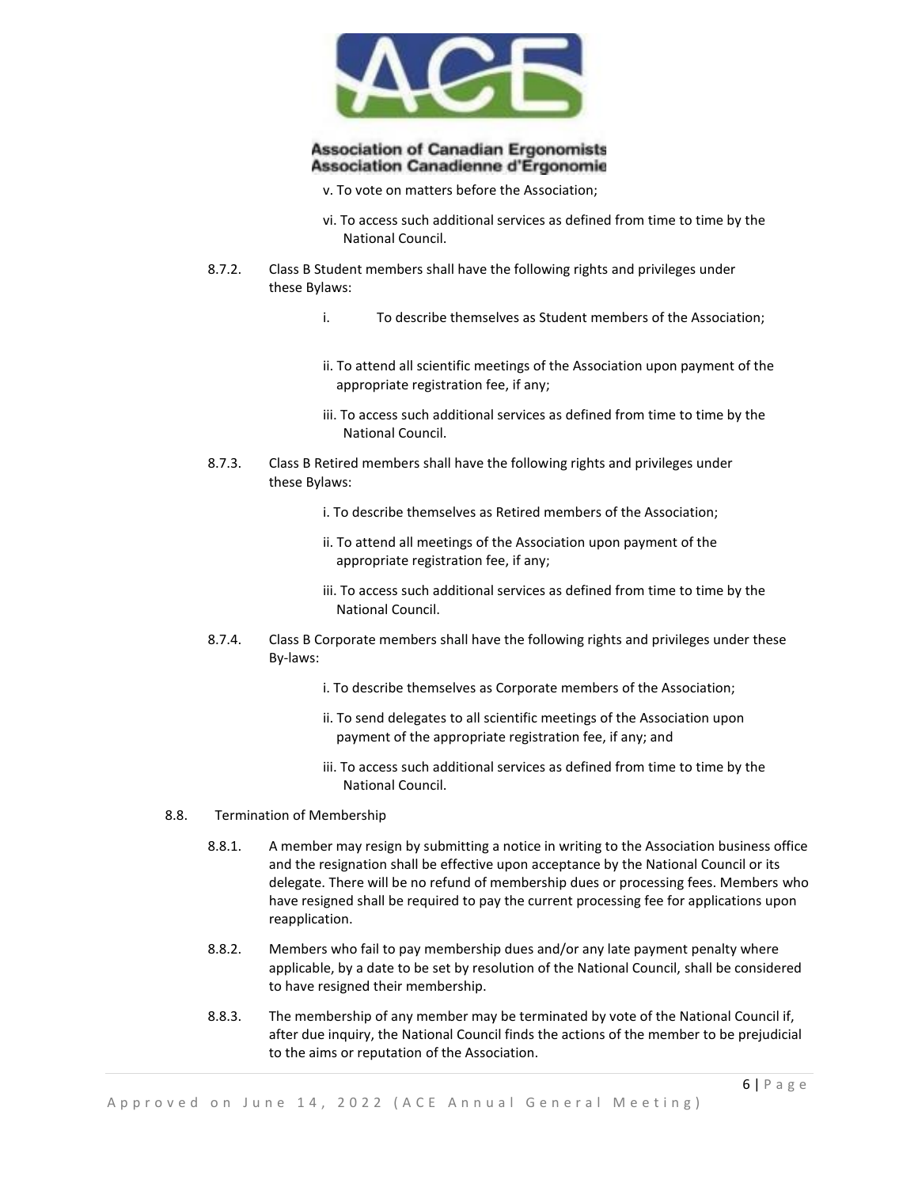v. To vote on matters before the Association;

vi. To access such additional services as defined from time to time by the National Council.

8.7.2. Class B Student members shall have the following rights and privileges under these Bylaws:

i. To describe themselves as Student members of the Association;

ii. To attend all scientific meetings of the Association upon payment of the appropriate registration fee, if any;

iii. To access such additional services as defined from time to time by the National Council.

8.7.3. Class B Retired members shall have the following rights and privileges under these Bylaws:

i. To describe themselves as Retired members of the Association;

ii. To attend all meetings of the Association upon payment of the appropriate registration fee, if any;

iii. To access such additional services as defined from time to time by the National Council.

8.7.4. Class B Corporate members shall have the following rights and privileges under these By-laws:

i. To describe themselves as Corporate members of the Association;

ii. To send delegates to all scientific meetings of the Association upon payment of the appropriate registration fee, if any; and

iii. To access such additional services as defined from time to time by the National Council.

8.8. Termination of Membership

8.8.1. A member may resign by submitting a notice in writing to the Association business office and the resignation shall be effective upon acceptance by the National Council or its delegate. There will be no refund of membership dues or processing fees. Members who have resigned shall be required to pay the current processing fee for applications upon reapplication.

8.8.2. Members who fail to pay membership dues and/or any late payment penalty where applicable, by a date to be set by resolution of the National Council, shall be considered to have resigned their membership.

8.8.3. The membership of any member may be terminated by vote of the National Council if, after due inquiry, the National Council finds the actions of the member to be prejudicial to the aims or reputation of the Association.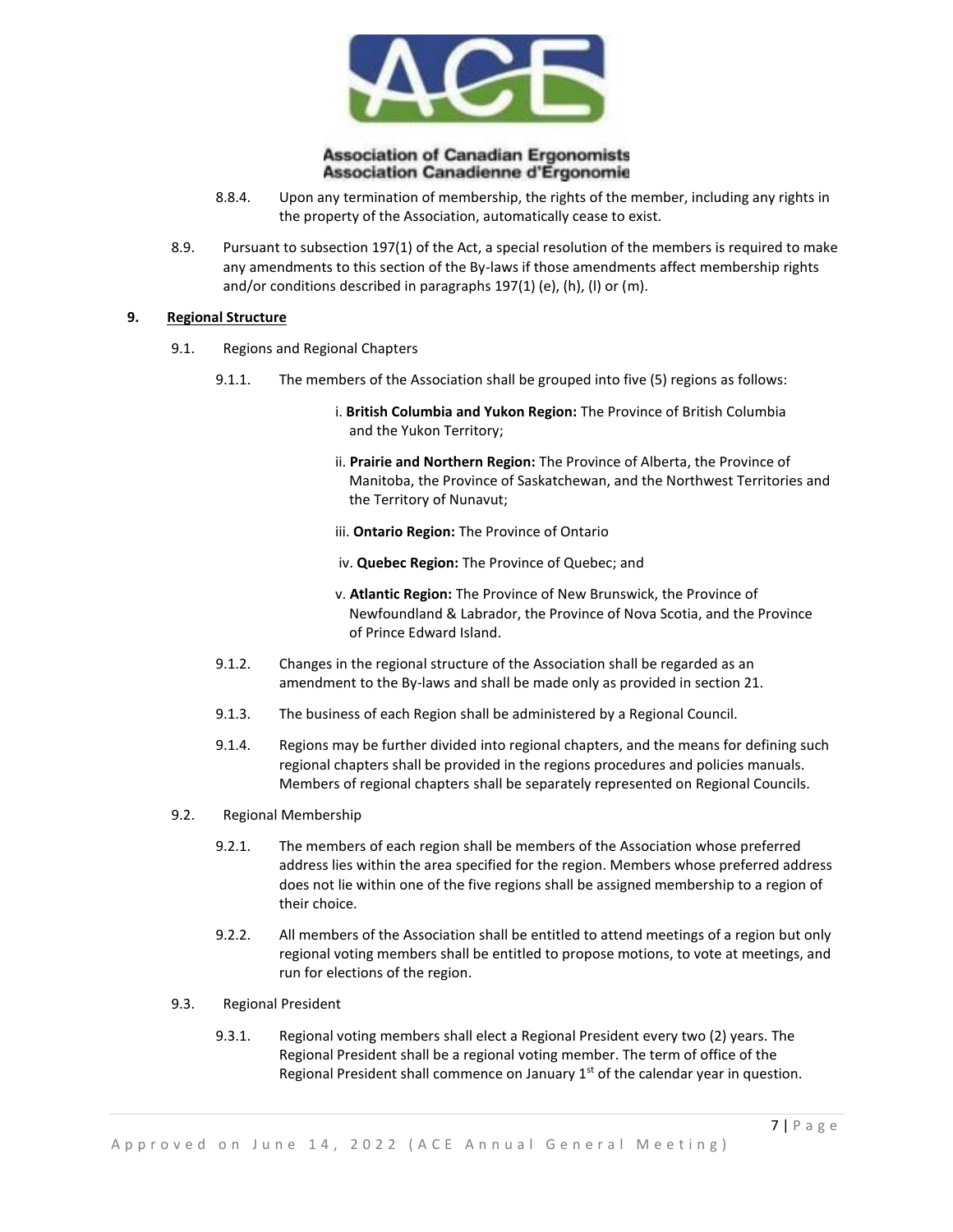8.8.4. Upon any termination of membership, the rights of the member, including any rights in the property of the Association, automatically cease to exist.

8.9. Pursuant to subsection 197(1) of the Act, a special resolution of the members is required to make any amendments to this section of the By-laws if those amendments affect membership rights and/or conditions described in paragraphs 197(1) (e), (h), (l) or (m).

## 9. Regional Structure

9.1. Regions and Regional Chapters

9.1.1. The members of the Association shall be grouped into five (5) regions as follows:

i. **British Columbia and Yukon Region:** The Province of British Columbia and the Yukon Territory;

ii. **Prairie and Northern Region:** The Province of Alberta, the Province of Manitoba, the Province of Saskatchewan, and the Northwest Territories and the Territory of Nunavut;

iii. **Ontario Region:** The Province of Ontario

iv. **Quebec Region:** The Province of Quebec; and

v. **Atlantic Region:** The Province of New Brunswick, the Province of Newfoundland & Labrador, the Province of Nova Scotia, and the Province of Prince Edward Island.

9.1.2. Changes in the regional structure of the Association shall be regarded as an amendment to the By-laws and shall be made only as provided in section 21.

9.1.3. The business of each Region shall be administered by a Regional Council.

9.1.4. Regions may be further divided into regional chapters, and the means for defining such regional chapters shall be provided in the regions procedures and policies manuals. Members of regional chapters shall be separately represented on Regional Councils.

9.2. Regional Membership

9.2.1. The members of each region shall be members of the Association whose preferred address lies within the area specified for the region. Members whose preferred address does not lie within one of the five regions shall be assigned membership to a region of their choice.

9.2.2. All members of the Association shall be entitled to attend meetings of a region but only regional voting members shall be entitled to propose motions, to vote at meetings, and run for elections of the region.

9.3. Regional President

9.3.1. Regional voting members shall elect a Regional President every two (2) years. The Regional President shall be a regional voting member. The term of office of the Regional President shall commence on January 1st of the calendar year in question.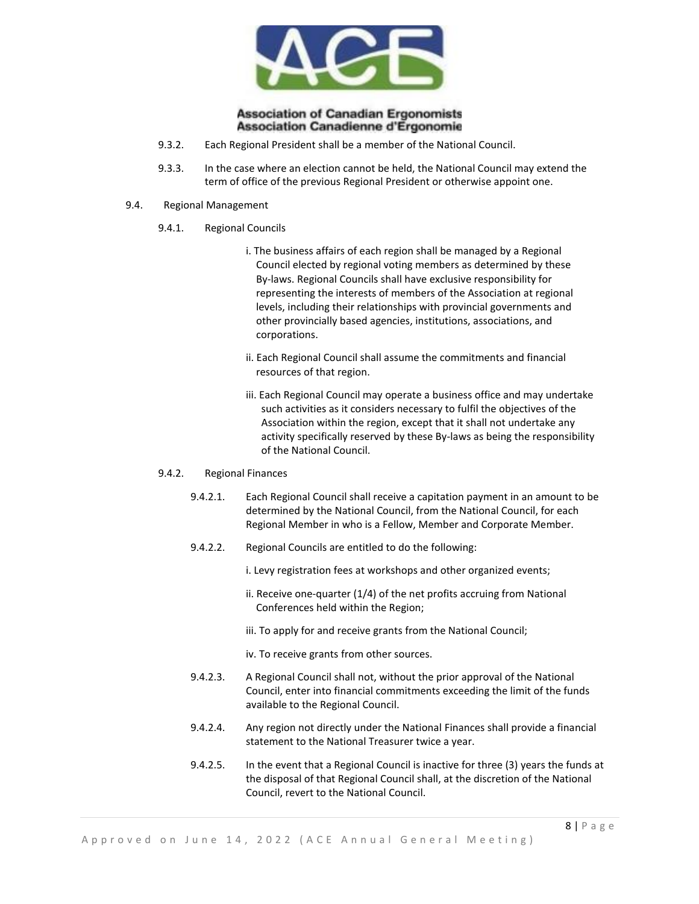9.3.2. Each Regional President shall be a member of the National Council.

9.3.3. In the case where an election cannot be held, the National Council may extend the term of office of the previous Regional President or otherwise appoint one.

9.4. Regional Management

9.4.1. Regional Councils

i. The business affairs of each region shall be managed by a Regional Council elected by regional voting members as determined by these By-laws. Regional Councils shall have exclusive responsibility for representing the interests of members of the Association at regional levels, including their relationships with provincial governments and other provincially based agencies, institutions, associations, and corporations.

ii. Each Regional Council shall assume the commitments and financial resources of that region.

iii. Each Regional Council may operate a business office and may undertake such activities as it considers necessary to fulfil the objectives of the Association within the region, except that it shall not undertake any activity specifically reserved by these By-laws as being the responsibility of the National Council.

9.4.2. Regional Finances

9.4.2.1. Each Regional Council shall receive a capitation payment in an amount to be determined by the National Council, from the National Council, for each Regional Member in who is a Fellow, Member and Corporate Member.

9.4.2.2. Regional Councils are entitled to do the following:

i. Levy registration fees at workshops and other organized events;

ii. Receive one-quarter (1/4) of the net profits accruing from National Conferences held within the Region;

iii. To apply for and receive grants from the National Council;

iv. To receive grants from other sources.

9.4.2.3. A Regional Council shall not, without the prior approval of the National Council, enter into financial commitments exceeding the limit of the funds available to the Regional Council.

9.4.2.4. Any region not directly under the National Finances shall provide a financial statement to the National Treasurer twice a year.

9.4.2.5. In the event that a Regional Council is inactive for three (3) years the funds at the disposal of that Regional Council shall, at the discretion of the National Council, revert to the National Council.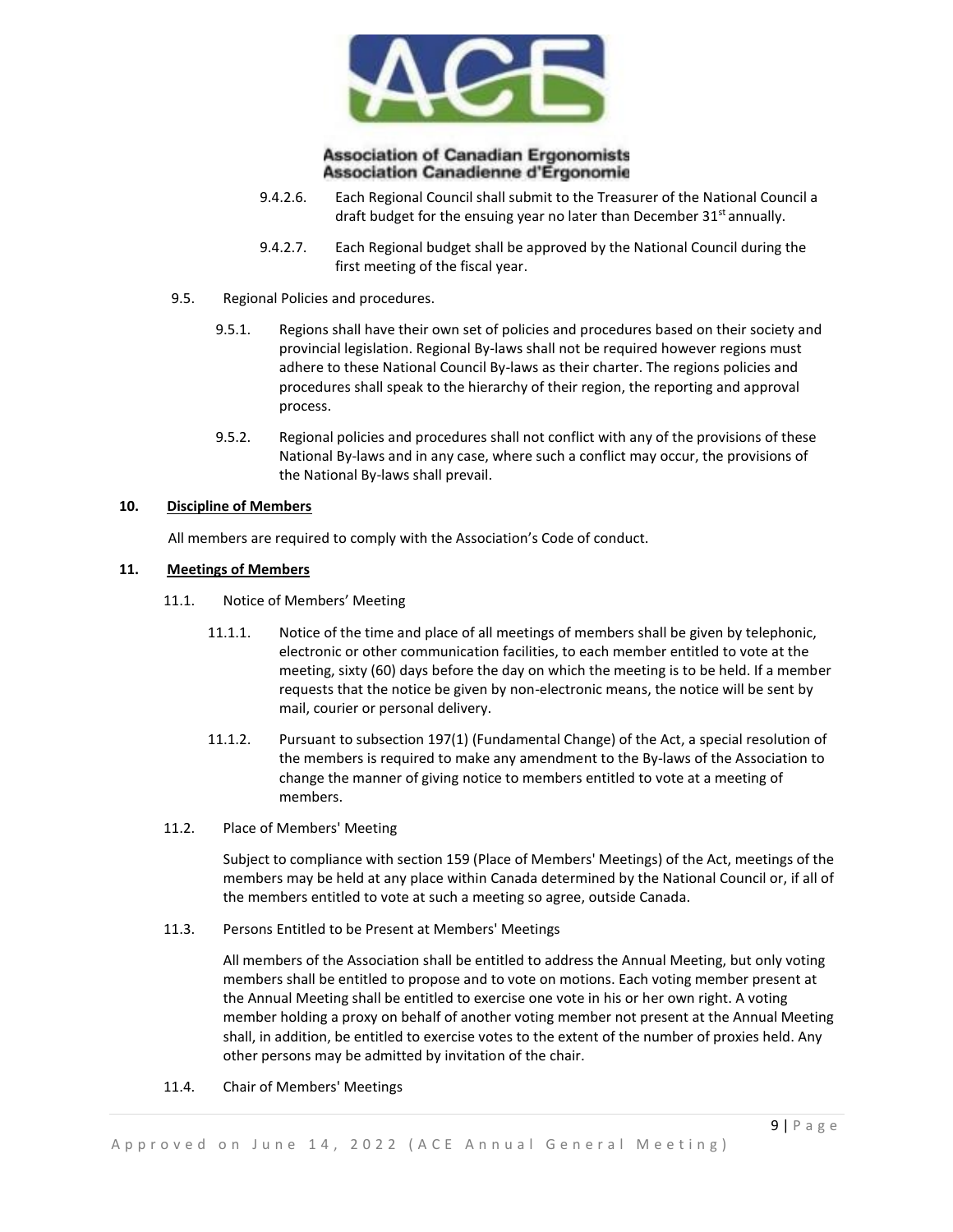9.4.2.6. Each Regional Council shall submit to the Treasurer of the National Council a draft budget for the ensuing year no later than December 31st annually.

9.4.2.7. Each Regional budget shall be approved by the National Council during the first meeting of the fiscal year.

9.5. Regional Policies and procedures.

9.5.1. Regions shall have their own set of policies and procedures based on their society and provincial legislation. Regional By-laws shall not be required however regions must adhere to these National Council By-laws as their charter. The regions policies and procedures shall speak to the hierarchy of their region, the reporting and approval process.

9.5.2. Regional policies and procedures shall not conflict with any of the provisions of these National By-laws and in any case, where such a conflict may occur, the provisions of the National By-laws shall prevail.

## 10. Discipline of Members

All members are required to comply with the Association's Code of conduct.

## 11. Meetings of Members

11.1. Notice of Members' Meeting

11.1.1. Notice of the time and place of all meetings of members shall be given by telephonic, electronic or other communication facilities, to each member entitled to vote at the meeting, sixty (60) days before the day on which the meeting is to be held. If a member requests that the notice be given by non-electronic means, the notice will be sent by mail, courier or personal delivery.

11.1.2. Pursuant to subsection 197(1) (Fundamental Change) of the Act, a special resolution of the members is required to make any amendment to the By-laws of the Association to change the manner of giving notice to members entitled to vote at a meeting of members.

11.2. Place of Members' Meeting

Subject to compliance with section 159 (Place of Members' Meetings) of the Act, meetings of the members may be held at any place within Canada determined by the National Council or, if all of the members entitled to vote at such a meeting so agree, outside Canada.

11.3. Persons Entitled to be Present at Members' Meetings

All members of the Association shall be entitled to address the Annual Meeting, but only voting members shall be entitled to propose and to vote on motions. Each voting member present at the Annual Meeting shall be entitled to exercise one vote in his or her own right. A voting member holding a proxy on behalf of another voting member not present at the Annual Meeting shall, in addition, be entitled to exercise votes to the extent of the number of proxies held. Any other persons may be admitted by invitation of the chair.

11.4. Chair of Members' Meetings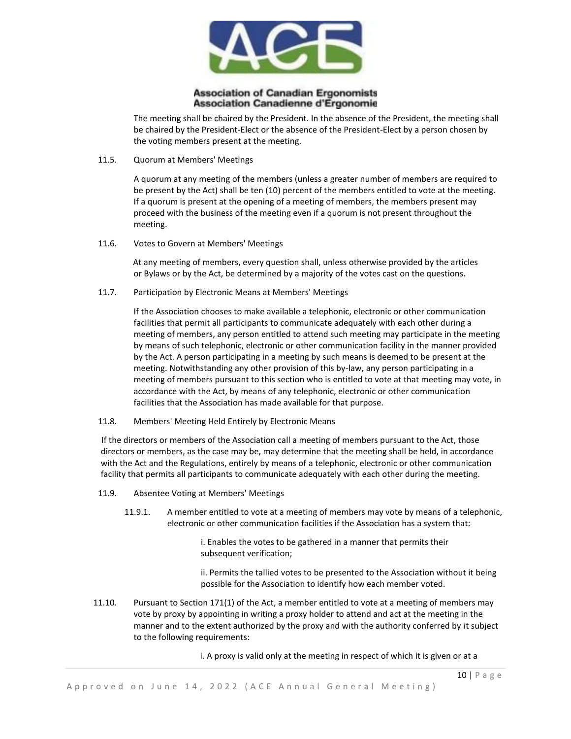The meeting shall be chaired by the President. In the absence of the President, the meeting shall be chaired by the President-Elect or the absence of the President-Elect by a person chosen by the voting members present at the meeting.

11.5. Quorum at Members' Meetings

A quorum at any meeting of the members (unless a greater number of members are required to be present by the Act) shall be ten (10) percent of the members entitled to vote at the meeting. If a quorum is present at the opening of a meeting of members, the members present may proceed with the business of the meeting even if a quorum is not present throughout the meeting.

11.6. Votes to Govern at Members' Meetings

At any meeting of members, every question shall, unless otherwise provided by the articles or Bylaws or by the Act, be determined by a majority of the votes cast on the questions.

11.7. Participation by Electronic Means at Members' Meetings

If the Association chooses to make available a telephonic, electronic or other communication facilities that permit all participants to communicate adequately with each other during a meeting of members, any person entitled to attend such meeting may participate in the meeting by means of such telephonic, electronic or other communication facility in the manner provided by the Act. A person participating in a meeting by such means is deemed to be present at the meeting. Notwithstanding any other provision of this by-law, any person participating in a meeting of members pursuant to this section who is entitled to vote at that meeting may vote, in accordance with the Act, by means of any telephonic, electronic or other communication facilities that the Association has made available for that purpose.

11.8. Members' Meeting Held Entirely by Electronic Means

If the directors or members of the Association call a meeting of members pursuant to the Act, those directors or members, as the case may be, may determine that the meeting shall be held, in accordance with the Act and the Regulations, entirely by means of a telephonic, electronic or other communication facility that permits all participants to communicate adequately with each other during the meeting.

11.9. Absentee Voting at Members' Meetings

11.9.1. A member entitled to vote at a meeting of members may vote by means of a telephonic, electronic or other communication facilities if the Association has a system that:

i. Enables the votes to be gathered in a manner that permits their subsequent verification;

ii. Permits the tallied votes to be presented to the Association without it being possible for the Association to identify how each member voted.

11.10. Pursuant to Section 171(1) of the Act, a member entitled to vote at a meeting of members may vote by proxy by appointing in writing a proxy holder to attend and act at the meeting in the manner and to the extent authorized by the proxy and with the authority conferred by it subject to the following requirements:

i. A proxy is valid only at the meeting in respect of which it is given or at a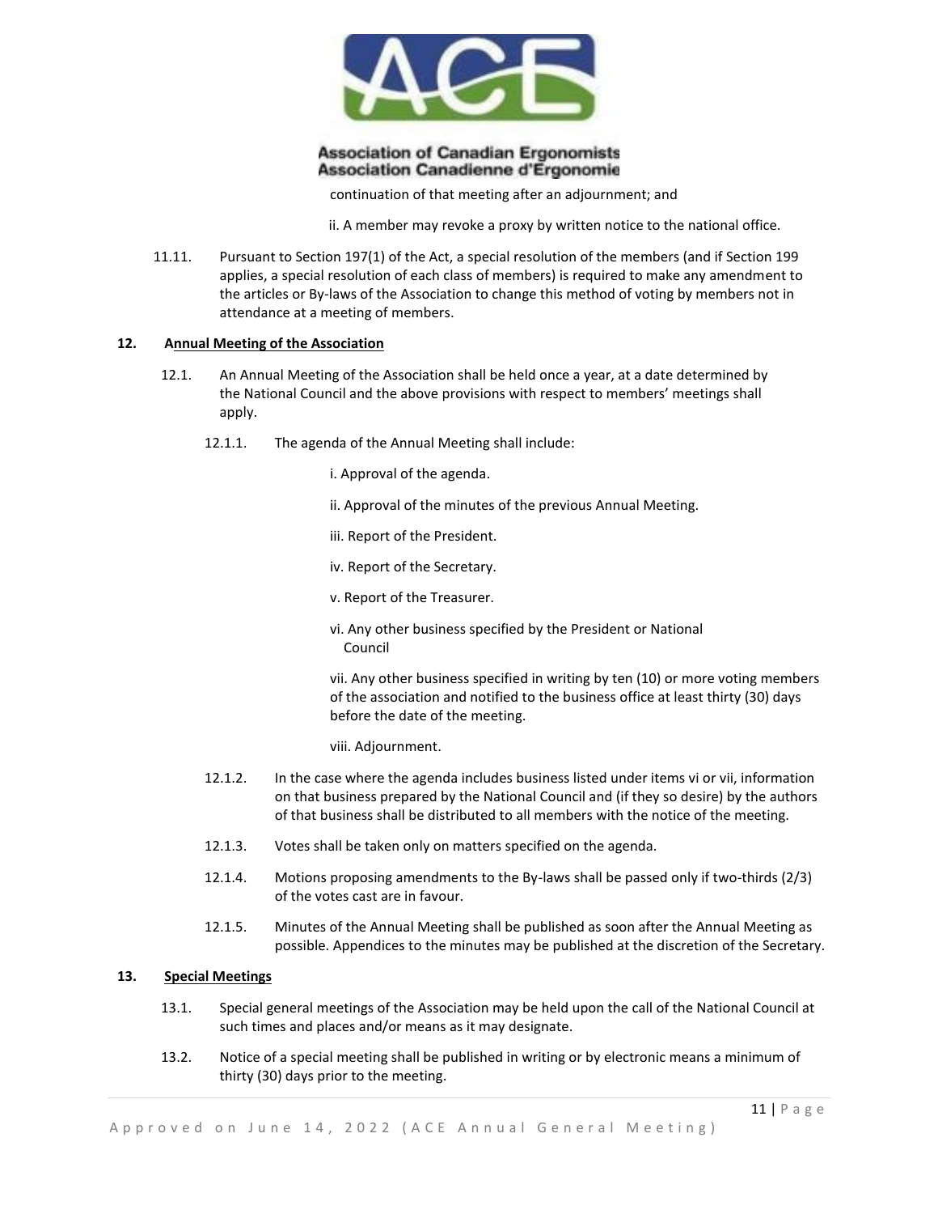continuation of that meeting after an adjournment; and

ii. A member may revoke a proxy by written notice to the national office.

11.11. Pursuant to Section 197(1) of the Act, a special resolution of the members (and if Section 199 applies, a special resolution of each class of members) is required to make any amendment to the articles or By-laws of the Association to change this method of voting by members not in attendance at a meeting of members.

## 12. Annual Meeting of the Association

12.1. An Annual Meeting of the Association shall be held once a year, at a date determined by the National Council and the above provisions with respect to members' meetings shall apply.

12.1.1. The agenda of the Annual Meeting shall include:

i. Approval of the agenda.

ii. Approval of the minutes of the previous Annual Meeting.

iii. Report of the President.

iv. Report of the Secretary.

v. Report of the Treasurer.

vi. Any other business specified by the President or National Council

vii. Any other business specified in writing by ten (10) or more voting members of the association and notified to the business office at least thirty (30) days before the date of the meeting.

viii. Adjournment.

12.1.2. In the case where the agenda includes business listed under items vi or vii, information on that business prepared by the National Council and (if they so desire) by the authors of that business shall be distributed to all members with the notice of the meeting.

12.1.3. Votes shall be taken only on matters specified on the agenda.

12.1.4. Motions proposing amendments to the By-laws shall be passed only if two-thirds (2/3) of the votes cast are in favour.

12.1.5. Minutes of the Annual Meeting shall be published as soon after the Annual Meeting as possible. Appendices to the minutes may be published at the discretion of the Secretary.

## 13. Special Meetings

13.1. Special general meetings of the Association may be held upon the call of the National Council at such times and places and/or means as it may designate.

13.2. Notice of a special meeting shall be published in writing or by electronic means a minimum of thirty (30) days prior to the meeting.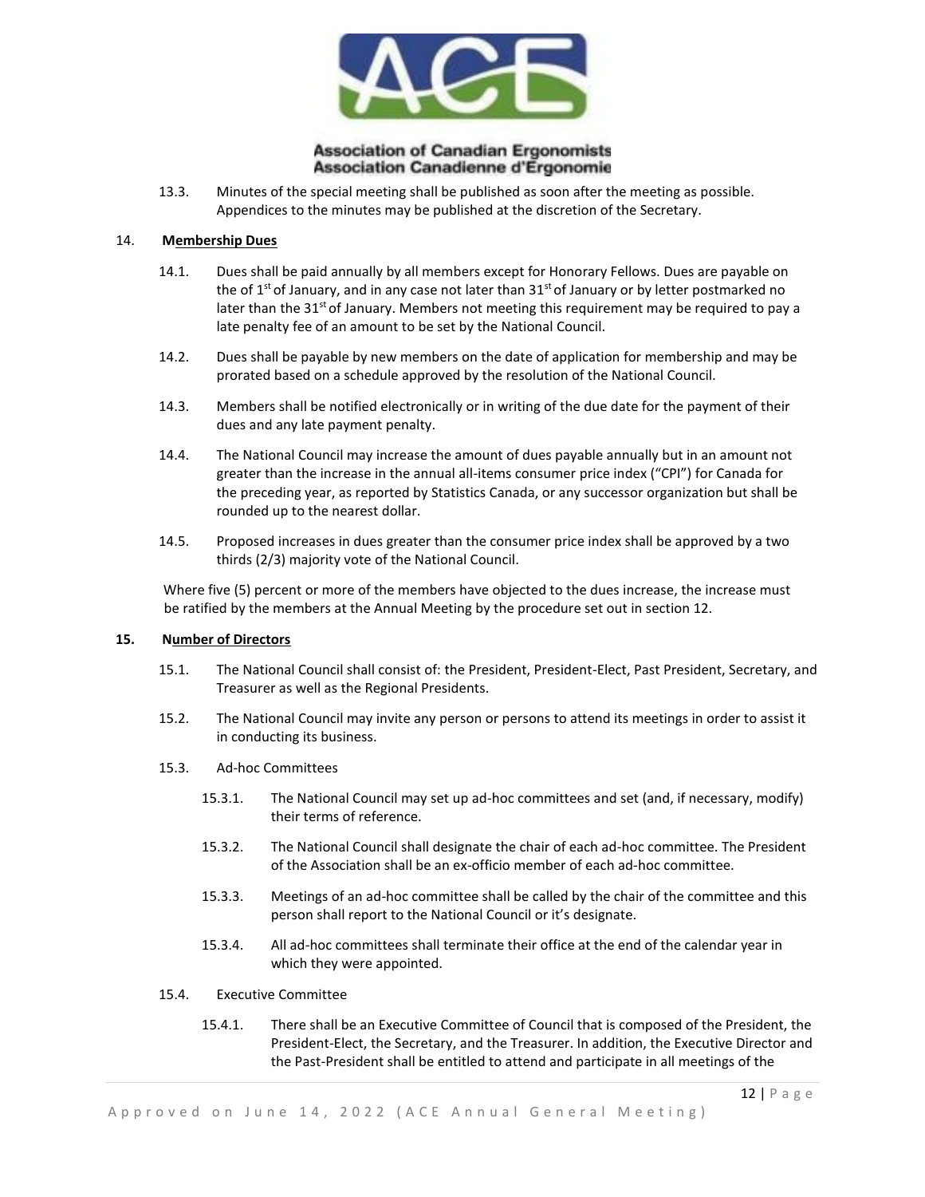13.3. Minutes of the special meeting shall be published as soon after the meeting as possible. Appendices to the minutes may be published at the discretion of the Secretary.

## 14. Membership Dues

14.1. Dues shall be paid annually by all members except for Honorary Fellows. Dues are payable on the of 1st of January, and in any case not later than 31st of January or by letter postmarked no later than the 31st of January. Members not meeting this requirement may be required to pay a late penalty fee of an amount to be set by the National Council.

14.2. Dues shall be payable by new members on the date of application for membership and may be prorated based on a schedule approved by the resolution of the National Council.

14.3. Members shall be notified electronically or in writing of the due date for the payment of their dues and any late payment penalty.

14.4. The National Council may increase the amount of dues payable annually but in an amount not greater than the increase in the annual all-items consumer price index ("CPI") for Canada for the preceding year, as reported by Statistics Canada, or any successor organization but shall be rounded up to the nearest dollar.

14.5. Proposed increases in dues greater than the consumer price index shall be approved by a two thirds (2/3) majority vote of the National Council.

Where five (5) percent or more of the members have objected to the dues increase, the increase must be ratified by the members at the Annual Meeting by the procedure set out in section 12.

## 15. Number of Directors

15.1. The National Council shall consist of: the President, President-Elect, Past President, Secretary, and Treasurer as well as the Regional Presidents.

15.2. The National Council may invite any person or persons to attend its meetings in order to assist it in conducting its business.

15.3. Ad-hoc Committees

15.3.1. The National Council may set up ad-hoc committees and set (and, if necessary, modify) their terms of reference.

15.3.2. The National Council shall designate the chair of each ad-hoc committee. The President of the Association shall be an ex-officio member of each ad-hoc committee.

15.3.3. Meetings of an ad-hoc committee shall be called by the chair of the committee and this person shall report to the National Council or it's designate.

15.3.4. All ad-hoc committees shall terminate their office at the end of the calendar year in which they were appointed.

15.4. Executive Committee

15.4.1. There shall be an Executive Committee of Council that is composed of the President, the President-Elect, the Secretary, and the Treasurer. In addition, the Executive Director and the Past-President shall be entitled to attend and participate in all meetings of the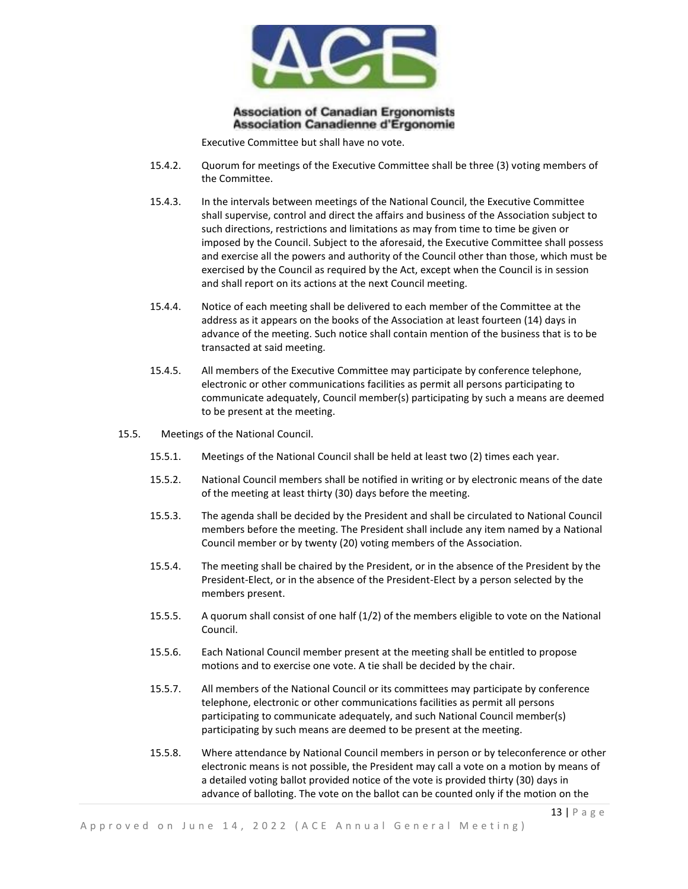Executive Committee but shall have no vote.

15.4.2. Quorum for meetings of the Executive Committee shall be three (3) voting members of the Committee.

15.4.3. In the intervals between meetings of the National Council, the Executive Committee shall supervise, control and direct the affairs and business of the Association subject to such directions, restrictions and limitations as may from time to time be given or imposed by the Council. Subject to the aforesaid, the Executive Committee shall possess and exercise all the powers and authority of the Council other than those, which must be exercised by the Council as required by the Act, except when the Council is in session and shall report on its actions at the next Council meeting.

15.4.4. Notice of each meeting shall be delivered to each member of the Committee at the address as it appears on the books of the Association at least fourteen (14) days in advance of the meeting. Such notice shall contain mention of the business that is to be transacted at said meeting.

15.4.5. All members of the Executive Committee may participate by conference telephone, electronic or other communications facilities as permit all persons participating to communicate adequately, Council member(s) participating by such a means are deemed to be present at the meeting.

15.5. Meetings of the National Council.

15.5.1. Meetings of the National Council shall be held at least two (2) times each year.

15.5.2. National Council members shall be notified in writing or by electronic means of the date of the meeting at least thirty (30) days before the meeting.

15.5.3. The agenda shall be decided by the President and shall be circulated to National Council members before the meeting. The President shall include any item named by a National Council member or by twenty (20) voting members of the Association.

15.5.4. The meeting shall be chaired by the President, or in the absence of the President by the President-Elect, or in the absence of the President-Elect by a person selected by the members present.

15.5.5. A quorum shall consist of one half (1/2) of the members eligible to vote on the National Council.

15.5.6. Each National Council member present at the meeting shall be entitled to propose motions and to exercise one vote. A tie shall be decided by the chair.

15.5.7. All members of the National Council or its committees may participate by conference telephone, electronic or other communications facilities as permit all persons participating to communicate adequately, and such National Council member(s) participating by such means are deemed to be present at the meeting.

15.5.8. Where attendance by National Council members in person or by teleconference or other electronic means is not possible, the President may call a vote on a motion by means of a detailed voting ballot provided notice of the vote is provided thirty (30) days in advance of balloting. The vote on the ballot can be counted only if the motion on the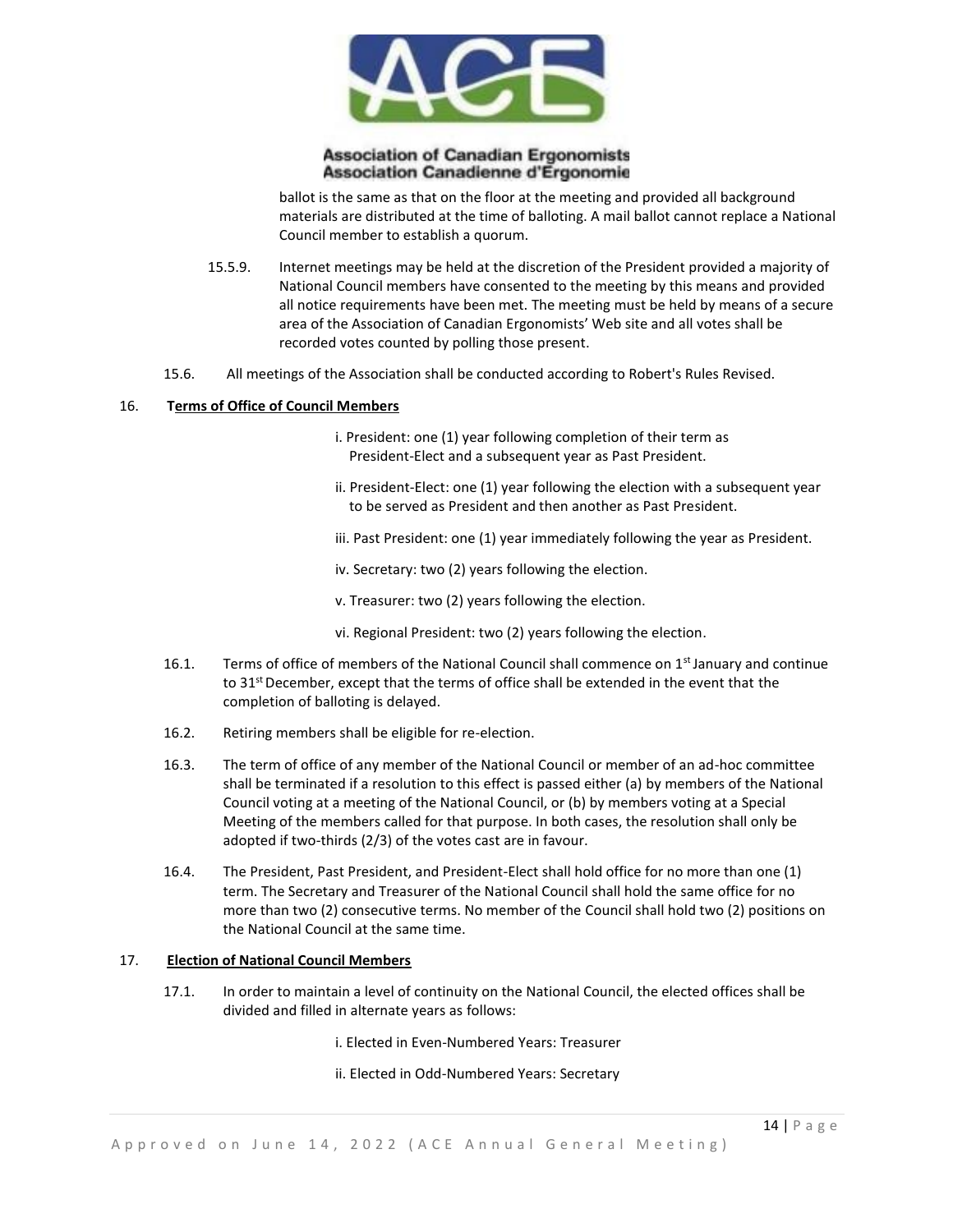ballot is the same as that on the floor at the meeting and provided all background materials are distributed at the time of balloting. A mail ballot cannot replace a National Council member to establish a quorum.

15.5.9. Internet meetings may be held at the discretion of the President provided a majority of National Council members have consented to the meeting by this means and provided all notice requirements have been met. The meeting must be held by means of a secure area of the Association of Canadian Ergonomists' Web site and all votes shall be recorded votes counted by polling those present.

15.6. All meetings of the Association shall be conducted according to Robert's Rules Revised.

## 16. Terms of Office of Council Members

i. President: one (1) year following completion of their term as President-Elect and a subsequent year as Past President.

ii. President-Elect: one (1) year following the election with a subsequent year to be served as President and then another as Past President.

iii. Past President: one (1) year immediately following the year as President.

iv. Secretary: two (2) years following the election.

v. Treasurer: two (2) years following the election.

vi. Regional President: two (2) years following the election.

16.1. Terms of office of members of the National Council shall commence on 1st January and continue to 31st December, except that the terms of office shall be extended in the event that the completion of balloting is delayed.

16.2. Retiring members shall be eligible for re-election.

16.3. The term of office of any member of the National Council or member of an ad-hoc committee shall be terminated if a resolution to this effect is passed either (a) by members of the National Council voting at a meeting of the National Council, or (b) by members voting at a Special Meeting of the members called for that purpose. In both cases, the resolution shall only be adopted if two-thirds (2/3) of the votes cast are in favour.

16.4. The President, Past President, and President-Elect shall hold office for no more than one (1) term. The Secretary and Treasurer of the National Council shall hold the same office for no more than two (2) consecutive terms. No member of the Council shall hold two (2) positions on the National Council at the same time.

## 17. Election of National Council Members

17.1. In order to maintain a level of continuity on the National Council, the elected offices shall be divided and filled in alternate years as follows:

i. Elected in Even-Numbered Years: Treasurer

ii. Elected in Odd-Numbered Years: Secretary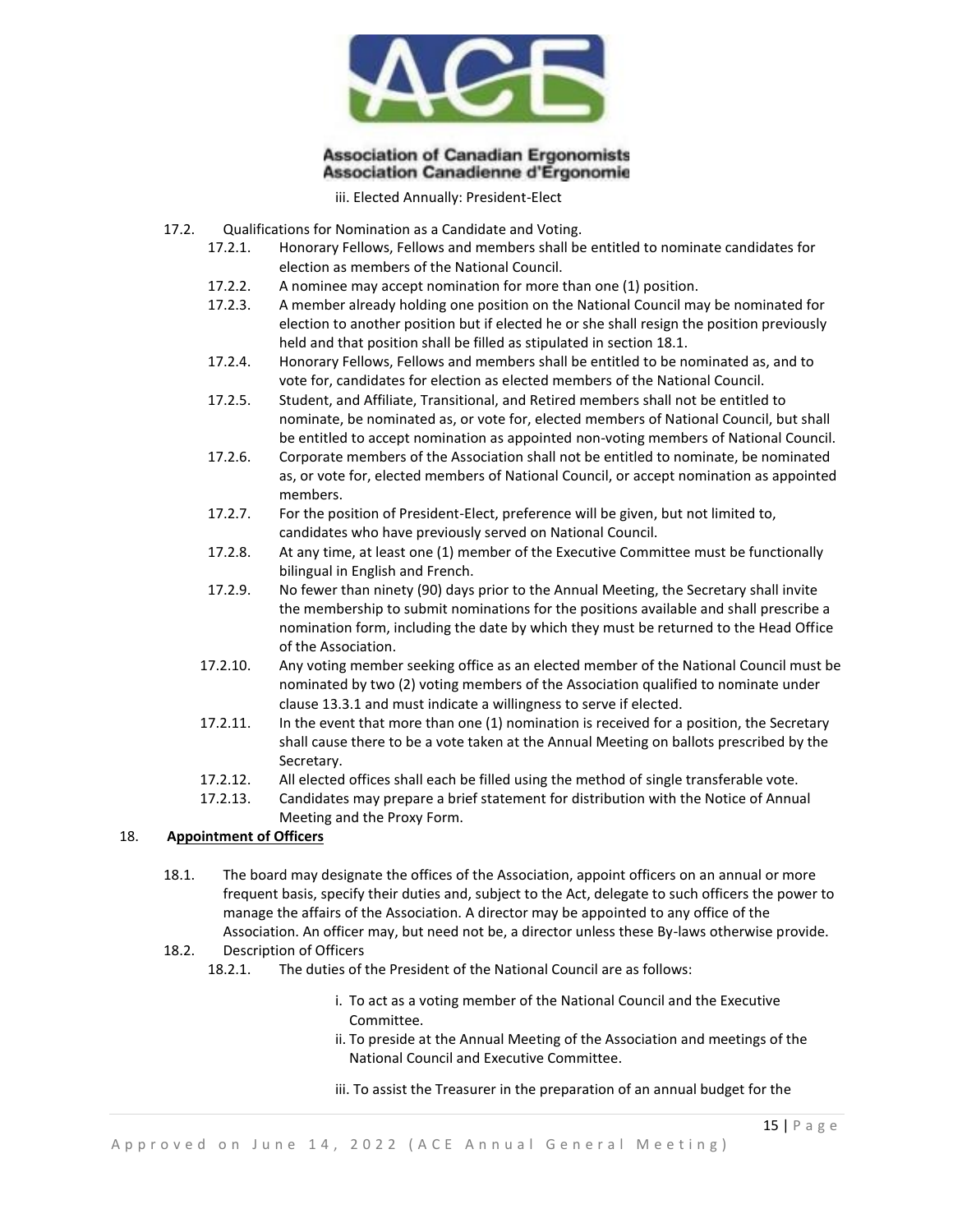iii. Elected Annually: President-Elect

17.2. Qualifications for Nomination as a Candidate and Voting.

17.2.1. Honorary Fellows, Fellows and members shall be entitled to nominate candidates for election as members of the National Council.

17.2.2. A nominee may accept nomination for more than one (1) position.

17.2.3. A member already holding one position on the National Council may be nominated for election to another position but if elected he or she shall resign the position previously held and that position shall be filled as stipulated in section 18.1.

17.2.4. Honorary Fellows, Fellows and members shall be entitled to be nominated as, and to vote for, candidates for election as elected members of the National Council.

17.2.5. Student, and Affiliate, Transitional, and Retired members shall not be entitled to nominate, be nominated as, or vote for, elected members of National Council, but shall be entitled to accept nomination as appointed non-voting members of National Council.

17.2.6. Corporate members of the Association shall not be entitled to nominate, be nominated as, or vote for, elected members of National Council, or accept nomination as appointed members.

17.2.7. For the position of President-Elect, preference will be given, but not limited to, candidates who have previously served on National Council.

17.2.8. At any time, at least one (1) member of the Executive Committee must be functionally bilingual in English and French.

17.2.9. No fewer than ninety (90) days prior to the Annual Meeting, the Secretary shall invite the membership to submit nominations for the positions available and shall prescribe a nomination form, including the date by which they must be returned to the Head Office of the Association.

17.2.10. Any voting member seeking office as an elected member of the National Council must be nominated by two (2) voting members of the Association qualified to nominate under clause 13.3.1 and must indicate a willingness to serve if elected.

17.2.11. In the event that more than one (1) nomination is received for a position, the Secretary shall cause there to be a vote taken at the Annual Meeting on ballots prescribed by the Secretary.

17.2.12. All elected offices shall each be filled using the method of single transferable vote.

17.2.13. Candidates may prepare a brief statement for distribution with the Notice of Annual Meeting and the Proxy Form.

## 18. Appointment of Officers

18.1. The board may designate the offices of the Association, appoint officers on an annual or more frequent basis, specify their duties and, subject to the Act, delegate to such officers the power to manage the affairs of the Association. A director may be appointed to any office of the Association. An officer may, but need not be, a director unless these By-laws otherwise provide.

18.2. Description of Officers

18.2.1. The duties of the President of the National Council are as follows:

i. To act as a voting member of the National Council and the Executive Committee.

ii. To preside at the Annual Meeting of the Association and meetings of the National Council and Executive Committee.

iii. To assist the Treasurer in the preparation of an annual budget for the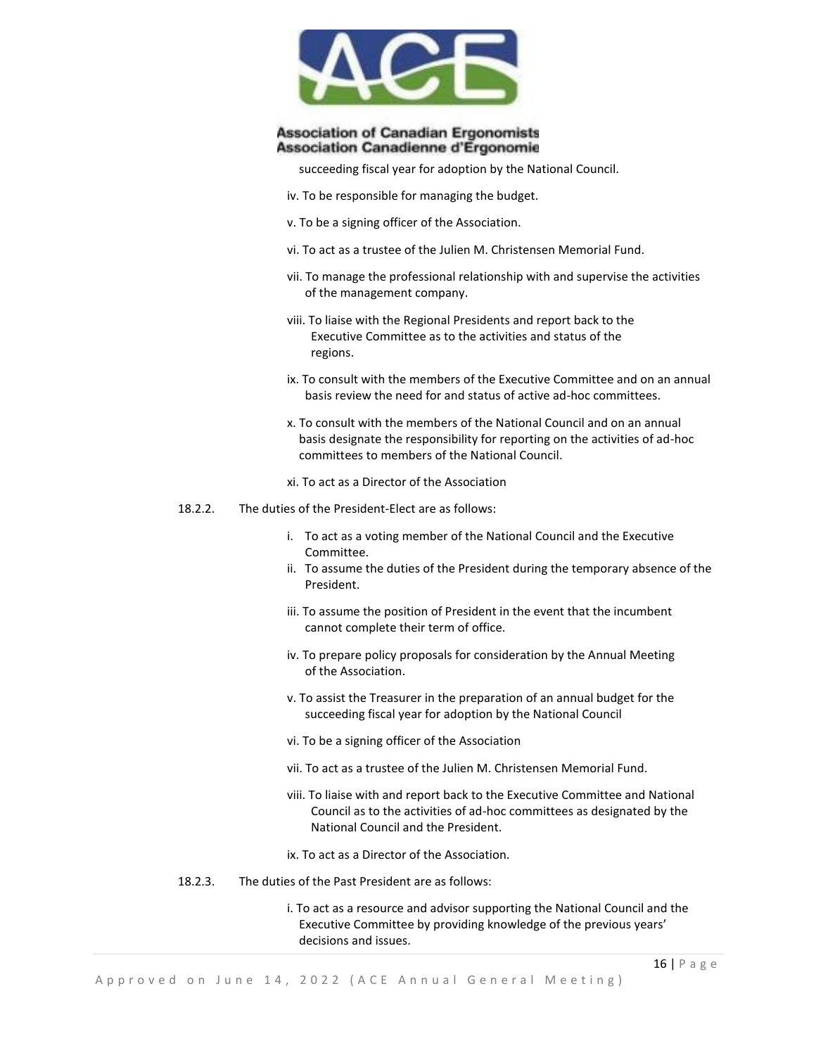succeeding fiscal year for adoption by the National Council.

iv. To be responsible for managing the budget.

v. To be a signing officer of the Association.

vi. To act as a trustee of the Julien M. Christensen Memorial Fund.

vii. To manage the professional relationship with and supervise the activities of the management company.

viii. To liaise with the Regional Presidents and report back to the Executive Committee as to the activities and status of the regions.

ix. To consult with the members of the Executive Committee and on an annual basis review the need for and status of active ad-hoc committees.

x. To consult with the members of the National Council and on an annual basis designate the responsibility for reporting on the activities of ad-hoc committees to members of the National Council.

xi. To act as a Director of the Association

18.2.2. The duties of the President-Elect are as follows:

i. To act as a voting member of the National Council and the Executive Committee.

ii. To assume the duties of the President during the temporary absence of the President.

iii. To assume the position of President in the event that the incumbent cannot complete their term of office.

iv. To prepare policy proposals for consideration by the Annual Meeting of the Association.

v. To assist the Treasurer in the preparation of an annual budget for the succeeding fiscal year for adoption by the National Council

vi. To be a signing officer of the Association

vii. To act as a trustee of the Julien M. Christensen Memorial Fund.

viii. To liaise with and report back to the Executive Committee and National Council as to the activities of ad-hoc committees as designated by the National Council and the President.

ix. To act as a Director of the Association.

18.2.3. The duties of the Past President are as follows:

i. To act as a resource and advisor supporting the National Council and the Executive Committee by providing knowledge of the previous years' decisions and issues.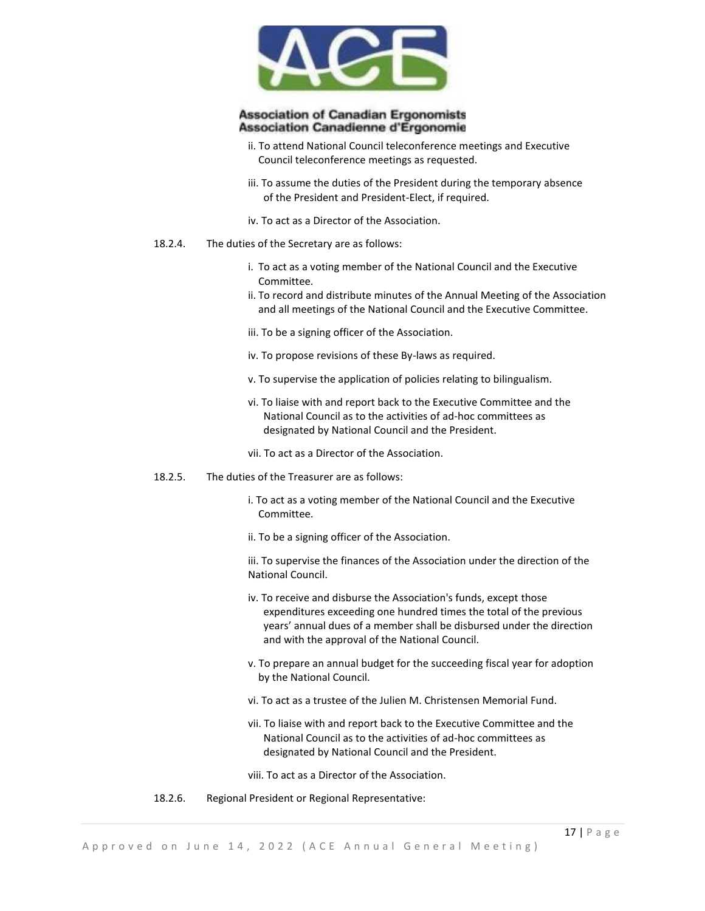ii. To attend National Council teleconference meetings and Executive Council teleconference meetings as requested.

iii. To assume the duties of the President during the temporary absence of the President and President-Elect, if required.

iv. To act as a Director of the Association.

18.2.4. The duties of the Secretary are as follows:

i. To act as a voting member of the National Council and the Executive Committee.

ii. To record and distribute minutes of the Annual Meeting of the Association and all meetings of the National Council and the Executive Committee.

iii. To be a signing officer of the Association.

iv. To propose revisions of these By-laws as required.

v. To supervise the application of policies relating to bilingualism.

vi. To liaise with and report back to the Executive Committee and the National Council as to the activities of ad-hoc committees as designated by National Council and the President.

vii. To act as a Director of the Association.

18.2.5. The duties of the Treasurer are as follows:

i. To act as a voting member of the National Council and the Executive Committee.

ii. To be a signing officer of the Association.

iii. To supervise the finances of the Association under the direction of the National Council.

iv. To receive and disburse the Association's funds, except those expenditures exceeding one hundred times the total of the previous years' annual dues of a member shall be disbursed under the direction and with the approval of the National Council.

v. To prepare an annual budget for the succeeding fiscal year for adoption by the National Council.

vi. To act as a trustee of the Julien M. Christensen Memorial Fund.

vii. To liaise with and report back to the Executive Committee and the National Council as to the activities of ad-hoc committees as designated by National Council and the President.

viii. To act as a Director of the Association.

18.2.6. Regional President or Regional Representative: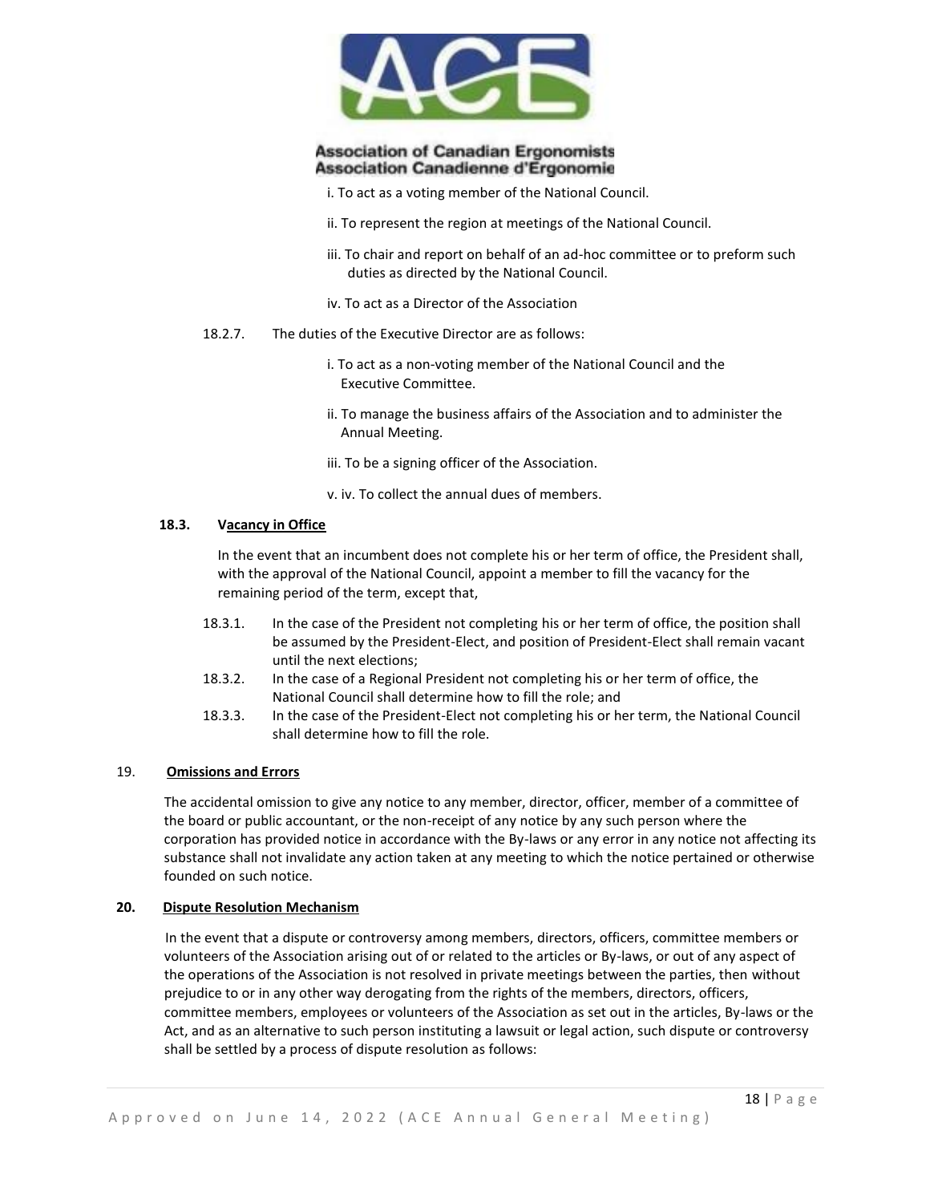i. To act as a voting member of the National Council.

ii. To represent the region at meetings of the National Council.

iii. To chair and report on behalf of an ad-hoc committee or to preform such duties as directed by the National Council.

iv. To act as a Director of the Association

18.2.7. The duties of the Executive Director are as follows:

i. To act as a non-voting member of the National Council and the Executive Committee.

ii. To manage the business affairs of the Association and to administer the Annual Meeting.

iii. To be a signing officer of the Association.

v. iv. To collect the annual dues of members.

**18.3. Vacancy in Office**

In the event that an incumbent does not complete his or her term of office, the President shall, with the approval of the National Council, appoint a member to fill the vacancy for the remaining period of the term, except that,

18.3.1. In the case of the President not completing his or her term of office, the position shall be assumed by the President-Elect, and position of President-Elect shall remain vacant until the next elections;

18.3.2. In the case of a Regional President not completing his or her term of office, the National Council shall determine how to fill the role; and

18.3.3. In the case of the President-Elect not completing his or her term, the National Council shall determine how to fill the role.

## 19. Omissions and Errors

The accidental omission to give any notice to any member, director, officer, member of a committee of the board or public accountant, or the non-receipt of any notice by any such person where the corporation has provided notice in accordance with the By-laws or any error in any notice not affecting its substance shall not invalidate any action taken at any meeting to which the notice pertained or otherwise founded on such notice.

## 20. Dispute Resolution Mechanism

In the event that a dispute or controversy among members, directors, officers, committee members or volunteers of the Association arising out of or related to the articles or By-laws, or out of any aspect of the operations of the Association is not resolved in private meetings between the parties, then without prejudice to or in any other way derogating from the rights of the members, directors, officers, committee members, employees or volunteers of the Association as set out in the articles, By-laws or the Act, and as an alternative to such person instituting a lawsuit or legal action, such dispute or controversy shall be settled by a process of dispute resolution as follows: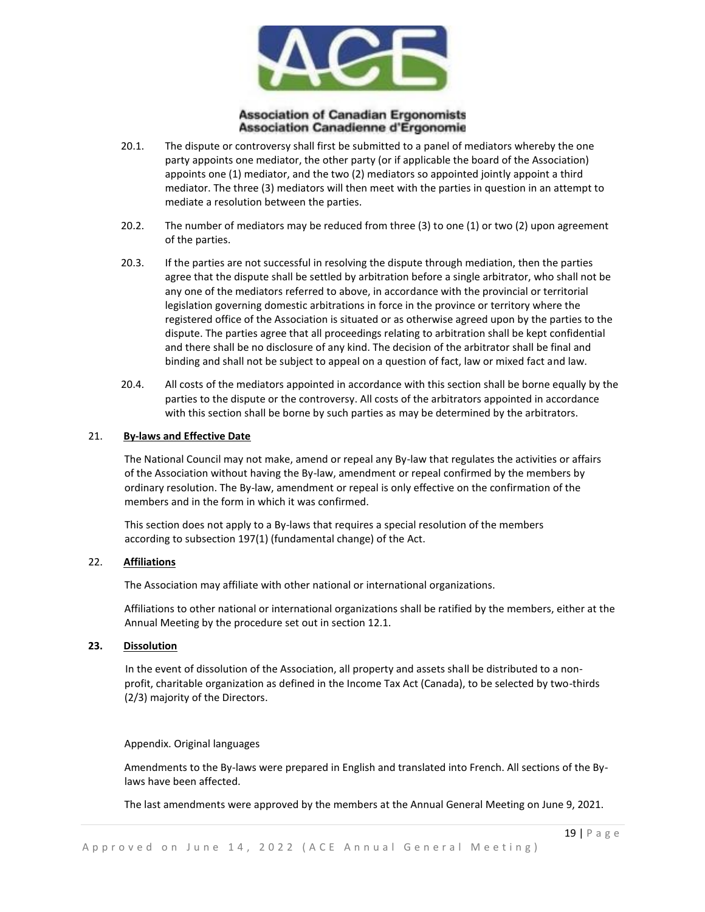20.1. The dispute or controversy shall first be submitted to a panel of mediators whereby the one party appoints one mediator, the other party (or if applicable the board of the Association) appoints one (1) mediator, and the two (2) mediators so appointed jointly appoint a third mediator. The three (3) mediators will then meet with the parties in question in an attempt to mediate a resolution between the parties.

20.2. The number of mediators may be reduced from three (3) to one (1) or two (2) upon agreement of the parties.

20.3. If the parties are not successful in resolving the dispute through mediation, then the parties agree that the dispute shall be settled by arbitration before a single arbitrator, who shall not be any one of the mediators referred to above, in accordance with the provincial or territorial legislation governing domestic arbitrations in force in the province or territory where the registered office of the Association is situated or as otherwise agreed upon by the parties to the dispute. The parties agree that all proceedings relating to arbitration shall be kept confidential and there shall be no disclosure of any kind. The decision of the arbitrator shall be final and binding and shall not be subject to appeal on a question of fact, law or mixed fact and law.

20.4. All costs of the mediators appointed in accordance with this section shall be borne equally by the parties to the dispute or the controversy. All costs of the arbitrators appointed in accordance with this section shall be borne by such parties as may be determined by the arbitrators.

## 21. **By-laws and Effective Date**

The National Council may not make, amend or repeal any By-law that regulates the activities or affairs of the Association without having the By-law, amendment or repeal confirmed by the members by ordinary resolution. The By-law, amendment or repeal is only effective on the confirmation of the members and in the form in which it was confirmed.

This section does not apply to a By-laws that requires a special resolution of the members according to subsection 197(1) (fundamental change) of the Act.

## 22. **Affiliations**

The Association may affiliate with other national or international organizations.

Affiliations to other national or international organizations shall be ratified by the members, either at the Annual Meeting by the procedure set out in section 12.1.

## **23. Dissolution**

In the event of dissolution of the Association, all property and assets shall be distributed to a non-profit, charitable organization as defined in the Income Tax Act (Canada), to be selected by two-thirds (2/3) majority of the Directors.

Appendix. Original languages

Amendments to the By-laws were prepared in English and translated into French. All sections of the By-laws have been affected.

The last amendments were approved by the members at the Annual General Meeting on June 9, 2021.